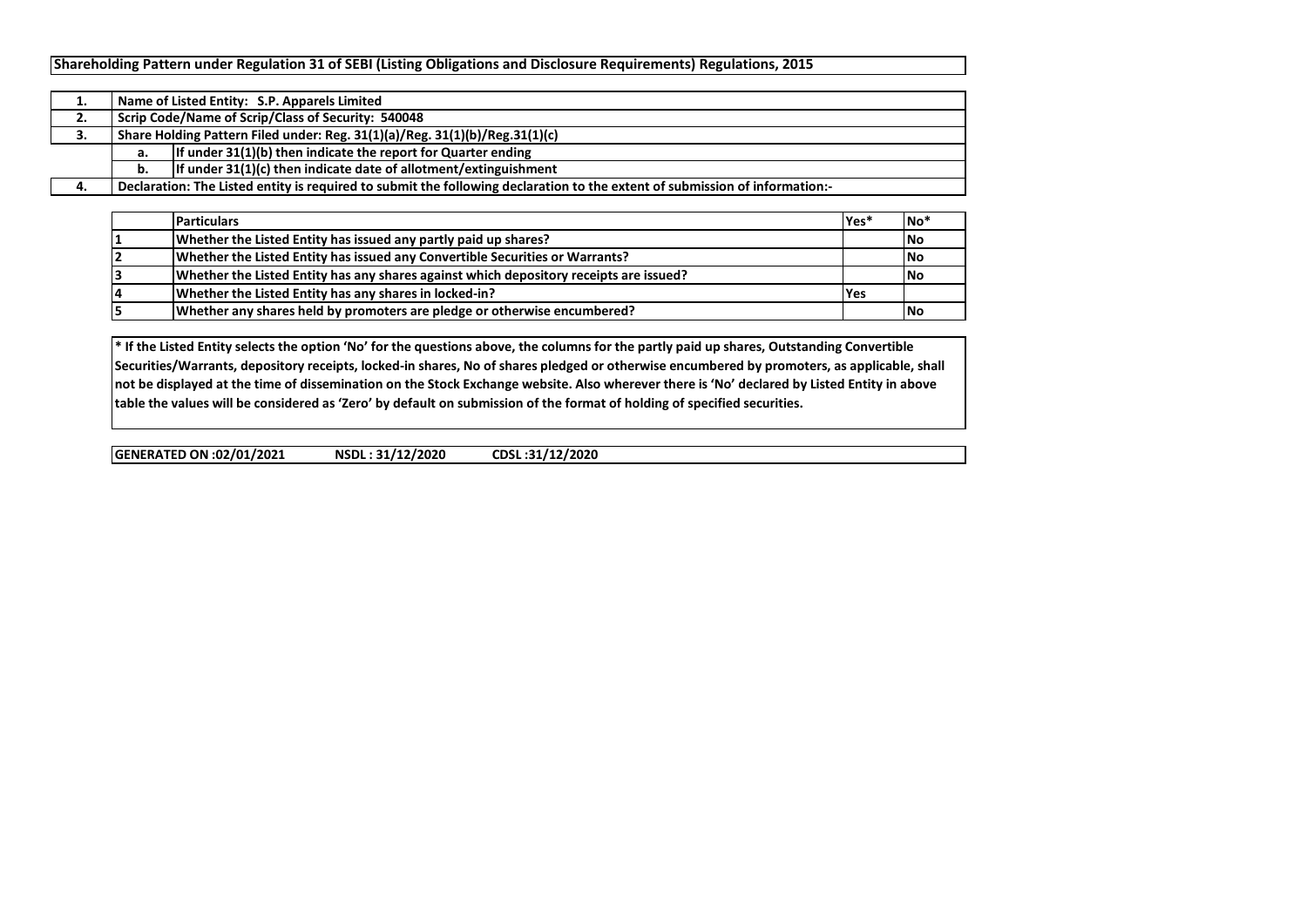# Shareholding Pattern under Regulation 31 of SEBI (Listing Obligations and Disclosure Requirements) Regulations, 2015

| | | |
|---|---|---|
| 1. | Name of Listed Entity: S.P. Apparels Limited | |
| 2. | Scrip Code/Name of Scrip/Class of Security: 540048 | |
| 3. | Share Holding Pattern Filed under: Reg. 31(1)(a)/Reg. 31(1)(b)/Reg.31(1)(c) | |
| | a. | If under 31(1)(b) then indicate the report for Quarter ending |
| | b. | If under 31(1)(c) then indicate date of allotment/extinguishment |
| 4. | Declaration: The Listed entity is required to submit the following declaration to the extent of submission of information:- | |

| | Particulars | Yes* | No* |
|---|---|---|---|
| 1 | Whether the Listed Entity has issued any partly paid up shares? | | No |
| 2 | Whether the Listed Entity has issued any Convertible Securities or Warrants? | | No |
| 3 | Whether the Listed Entity has any shares against which depository receipts are issued? | | No |
| 4 | Whether the Listed Entity has any shares in locked-in? | Yes | |
| 5 | Whether any shares held by promoters are pledge or otherwise encumbered? | | No |

**\* If the Listed Entity selects the option 'No' for the questions above, the columns for the partly paid up shares, Outstanding Convertible Securities/Warrants, depository receipts, locked-in shares, No of shares pledged or otherwise encumbered by promoters, as applicable, shall not be displayed at the time of dissemination on the Stock Exchange website. Also wherever there is 'No' declared by Listed Entity in above table the values will be considered as 'Zero' by default on submission of the format of holding of specified securities.**

**GENERATED ON :02/01/2021 NSDL : 31/12/2020 CDSL :31/12/2020**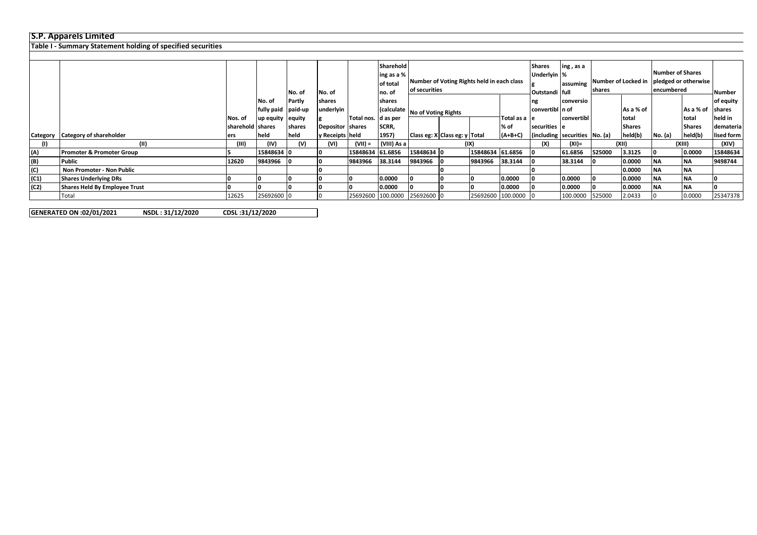# S.P. Apparels Limited

## Table I - Summary Statement holding of specified securities

| Category | Category of shareholder | Nos. of shareholders | No. of fully paid up equity shares held | No. of Partly paid-up equity shares held | No. of shares underlying Depository Receipts | Total nos. shares held | Shareholding as a % of total no. of shares (calculated as per SCRR, 1957) | Number of Voting Rights held in each class of securities | | | | Shares Underlying Outstanding convertible securities (including | Shareholding , as a % assuming full conversion of convertible securities | Number of Locked in shares | | Number of Shares pledged or otherwise encumbered | | Number of equity shares held in dematerialised form |
|---|---|---|---|---|---|---|---|---|---|---|---|---|---|---|---|---|---|---|
| | | | | | | | | No of Voting Rights | | | Total as a % of (A+B+C) | | | No. (a) | As a % of total Shares held(b) | No. (a) | As a % of total Shares held(b) | |
| | | | | | | | | Class eg: X | Class eg: y | Total | | | | | | | | |
| (I) | (II) | (III) | (IV) | (V) | (VI) | (VII) = | (VIII) As a | (IX) | | | | (X) | (XI)= | (XII) | | (XIII) | | (XIV) |
| (A) | **Promoter & Promoter Group** | **5** | **15848634** | **0** | **0** | **15848634** | **61.6856** | **15848634** | **0** | **15848634** | **61.6856** | **0** | **61.6856** | **525000** | **3.3125** | **0** | **0.0000** | **15848634** |
| (B) | **Public** | **12620** | **9843966** | **0** | **0** | **9843966** | **38.3144** | **9843966** | **0** | **9843966** | **38.3144** | **0** | **38.3144** | **0** | **0.0000** | **NA** | **NA** | **9498744** |
| (C) | **Non Promoter - Non Public** | | | | **0** | | | | **0** | | | **0** | | | **0.0000** | **NA** | **NA** | |
| (C1) | **Shares Underlying DRs** | **0** | **0** | **0** | **0** | **0** | **0.0000** | **0** | **0** | **0** | **0.0000** | **0** | **0.0000** | **0** | **0.0000** | **NA** | **NA** | **0** |
| (C2) | **Shares Held By Employee Trust** | **0** | **0** | **0** | **0** | **0** | **0.0000** | **0** | **0** | **0** | **0.0000** | **0** | **0.0000** | **0** | **0.0000** | **NA** | **NA** | **0** |
| | Total | 12625 | 25692600 | 0 | 0 | 25692600 | 100.0000 | 25692600 | 0 | 25692600 | 100.0000 | 0 | 100.0000 | 525000 | 2.0433 | 0 | 0.0000 | 25347378 |

**GENERATED ON :02/01/2021 NSDL : 31/12/2020 CDSL :31/12/2020**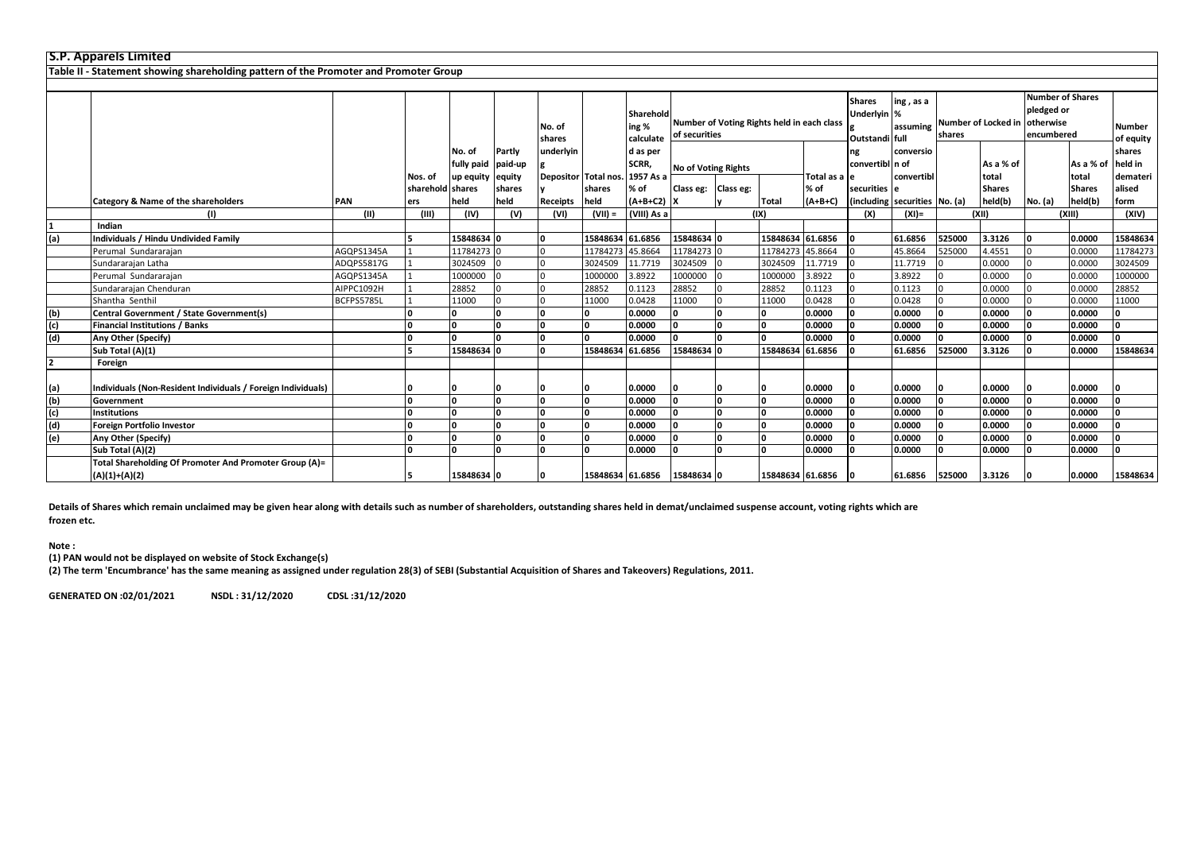# S.P. Apparels Limited

## Table II - Statement showing shareholding pattern of the Promoter and Promoter Group

| | Category & Name of the shareholders | PAN | Nos. of shareholders | No. of fully paid up equity shares held | Partly paid-up equity shares held | No. of shares underlying Depository Receipts | Total nos. shares held | Shareholding % calculated as per SCRR, 1957 As a % of (A+B+C2) | Number of Voting Rights held in each class of securities | | | | Shares Underlying Outstanding convertible securities (including | Shareholding, as a % assuming full conversion of convertible securities | Number of Locked in shares | | Number of Shares pledged or otherwise encumbered | | Number of equity shares held in dematerialised form |
|---|---|---|---|---|---|---|---|---|---|---|---|---|---|---|---|---|---|---|---|
| | | | | | | | | | No of Voting Rights | | | Total as a % of (A+B+C) | | | No. (a) | As a % of total Shares held(b) | No. (a) | As a % of total Shares held(b) | |
| | | | | | | | | | Class eg: X | Class eg: y | Total | | | | | | | | |
| | (I) | (II) | (III) | (IV) | (V) | (VI) | (VII) = | (VIII) As a | (IX) | | | | (X) | (XI)= | (XII) | | (XIII) | | (XIV) |
| 1 | Indian | | | | | | | | | | | | | | | | | | |
| (a) | Individuals / Hindu Undivided Family | | 5 | 15848634 | 0 | 0 | 15848634 | 61.6856 | 15848634 | 0 | 15848634 | 61.6856 | 0 | 61.6856 | 525000 | 3.3126 | 0 | 0.0000 | 15848634 |
| | Perumal Sundararajan | AGQPS1345A | 1 | 11784273 | 0 | 0 | 11784273 | 45.8664 | 11784273 | 0 | 11784273 | 45.8664 | 0 | 45.8664 | 525000 | 4.4551 | 0 | 0.0000 | 11784273 |
| | Sundararajan Latha | ADQPS5817G | 1 | 3024509 | 0 | 0 | 3024509 | 11.7719 | 3024509 | 0 | 3024509 | 11.7719 | 0 | 11.7719 | 0 | 0.0000 | 0 | 0.0000 | 3024509 |
| | Perumal Sundararajan | AGQPS1345A | 1 | 1000000 | 0 | 0 | 1000000 | 3.8922 | 1000000 | 0 | 1000000 | 3.8922 | 0 | 3.8922 | 0 | 0.0000 | 0 | 0.0000 | 1000000 |
| | Sundararajan Chenduran | AIPPC1092H | 1 | 28852 | 0 | 0 | 28852 | 0.1123 | 28852 | 0 | 28852 | 0.1123 | 0 | 0.1123 | 0 | 0.0000 | 0 | 0.0000 | 28852 |
| | Shantha Senthil | BCFPS5785L | 1 | 11000 | 0 | 0 | 11000 | 0.0428 | 11000 | 0 | 11000 | 0.0428 | 0 | 0.0428 | 0 | 0.0000 | 0 | 0.0000 | 11000 |
| (b) | Central Government / State Government(s) | | 0 | 0 | 0 | 0 | 0 | 0.0000 | 0 | 0 | 0 | 0.0000 | 0 | 0.0000 | 0 | 0.0000 | 0 | 0.0000 | 0 |
| (c) | Financial Institutions / Banks | | 0 | 0 | 0 | 0 | 0 | 0.0000 | 0 | 0 | 0 | 0.0000 | 0 | 0.0000 | 0 | 0.0000 | 0 | 0.0000 | 0 |
| (d) | Any Other (Specify) | | 0 | 0 | 0 | 0 | 0 | 0.0000 | 0 | 0 | 0 | 0.0000 | 0 | 0.0000 | 0 | 0.0000 | 0 | 0.0000 | 0 |
| | Sub Total (A)(1) | | 5 | 15848634 | 0 | 0 | 15848634 | 61.6856 | 15848634 | 0 | 15848634 | 61.6856 | 0 | 61.6856 | 525000 | 3.3126 | 0 | 0.0000 | 15848634 |
| 2 | Foreign | | | | | | | | | | | | | | | | | | |
| (a) | Individuals (Non-Resident Individuals / Foreign Individuals) | | 0 | 0 | 0 | 0 | 0 | 0.0000 | 0 | 0 | 0 | 0.0000 | 0 | 0.0000 | 0 | 0.0000 | 0 | 0.0000 | 0 |
| (b) | Government | | 0 | 0 | 0 | 0 | 0 | 0.0000 | 0 | 0 | 0 | 0.0000 | 0 | 0.0000 | 0 | 0.0000 | 0 | 0.0000 | 0 |
| (c) | Institutions | | 0 | 0 | 0 | 0 | 0 | 0.0000 | 0 | 0 | 0 | 0.0000 | 0 | 0.0000 | 0 | 0.0000 | 0 | 0.0000 | 0 |
| (d) | Foreign Portfolio Investor | | 0 | 0 | 0 | 0 | 0 | 0.0000 | 0 | 0 | 0 | 0.0000 | 0 | 0.0000 | 0 | 0.0000 | 0 | 0.0000 | 0 |
| (e) | Any Other (Specify) | | 0 | 0 | 0 | 0 | 0 | 0.0000 | 0 | 0 | 0 | 0.0000 | 0 | 0.0000 | 0 | 0.0000 | 0 | 0.0000 | 0 |
| | Sub Total (A)(2) | | 0 | 0 | 0 | 0 | 0 | 0.0000 | 0 | 0 | 0 | 0.0000 | 0 | 0.0000 | 0 | 0.0000 | 0 | 0.0000 | 0 |
| | Total Shareholding Of Promoter And Promoter Group (A)= (A)(1)+(A)(2) | | 5 | 15848634 | 0 | 0 | 15848634 | 61.6856 | 15848634 | 0 | 15848634 | 61.6856 | 0 | 61.6856 | 525000 | 3.3126 | 0 | 0.0000 | 15848634 |

**Details of Shares which remain unclaimed may be given hear along with details such as number of shareholders, outstanding shares held in demat/unclaimed suspense account, voting rights which are frozen etc.**

**Note :**

**(1) PAN would not be displayed on website of Stock Exchange(s)**

**(2) The term 'Encumbrance' has the same meaning as assigned under regulation 28(3) of SEBI (Substantial Acquisition of Shares and Takeovers) Regulations, 2011.**

**GENERATED ON :02/01/2021 NSDL : 31/12/2020 CDSL :31/12/2020**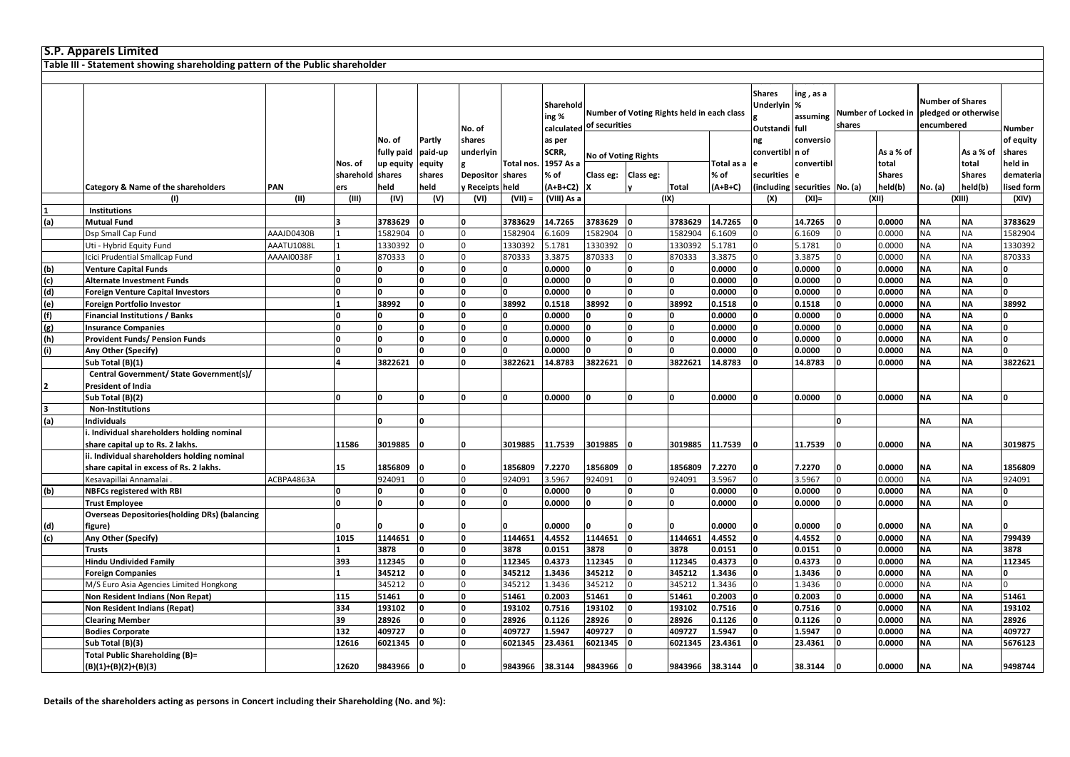## S.P. Apparels Limited

### Table III - Statement showing shareholding pattern of the Public shareholder

| | Category & Name of the shareholders | PAN | Nos. of shareholders | No. of fully paid up equity shares held | Partly paid-up equity shares held | No. of shares underlying Depository Receipts | Total nos. shares held | Shareholding % calculated as per SCRR, 1957 As a % of (A+B+C2) | Number of Voting Rights held in each class of securities | | | | Shares Underlying Outstanding convertible securities (including | Shareholding , as a % assuming full conversion of convertible securities | Number of Locked in shares | | Number of Shares pledged or otherwise encumbered | | Number of equity shares held in dematerialised form |
|---|---|---|---|---|---|---|---|---|---|---|---|---|---|---|---|---|---|---|---|
| | | | | | | | | | No of Voting Rights | | | Total as a % of (A+B+C) | | | No. (a) | As a % of total Shares held(b) | No. (a) | As a % of total Shares held(b) | |
| | | | | | | | | | Class eg: X | Class eg: y | Total | | | | | | | | |
| | (I) | (II) | (III) | (IV) | (V) | (VI) | (VII) = | (VIII) As a | (IX) | | | | (X) | (XI)= | (XII) | | (XIII) | | (XIV) |
| **1** | **Institutions** | | | | | | | | | | | | | | | | | | |
| **(a)** | **Mutual Fund** | | **3** | **3783629** | **0** | **0** | **3783629** | **14.7265** | **3783629** | **0** | **3783629** | **14.7265** | **0** | **14.7265** | **0** | **0.0000** | **NA** | **NA** | **3783629** |
| | Dsp Small Cap Fund | AAAJD0430B | 1 | 1582904 | 0 | 0 | 1582904 | 6.1609 | 1582904 | 0 | 1582904 | 6.1609 | 0 | 6.1609 | 0 | 0.0000 | NA | NA | 1582904 |
| | Uti - Hybrid Equity Fund | AAATU1088L | 1 | 1330392 | 0 | 0 | 1330392 | 5.1781 | 1330392 | 0 | 1330392 | 5.1781 | 0 | 5.1781 | 0 | 0.0000 | NA | NA | 1330392 |
| | Icici Prudential Smallcap Fund | AAAAI0038F | 1 | 870333 | 0 | 0 | 870333 | 3.3875 | 870333 | 0 | 870333 | 3.3875 | 0 | 3.3875 | 0 | 0.0000 | NA | NA | 870333 |
| **(b)** | **Venture Capital Funds** | | **0** | **0** | **0** | **0** | **0** | **0.0000** | **0** | **0** | **0** | **0.0000** | **0** | **0.0000** | **0** | **0.0000** | **NA** | **NA** | **0** |
| **(c)** | **Alternate Investment Funds** | | **0** | **0** | **0** | **0** | **0** | **0.0000** | **0** | **0** | **0** | **0.0000** | **0** | **0.0000** | **0** | **0.0000** | **NA** | **NA** | **0** |
| **(d)** | **Foreign Venture Capital Investors** | | **0** | **0** | **0** | **0** | **0** | **0.0000** | **0** | **0** | **0** | **0.0000** | **0** | **0.0000** | **0** | **0.0000** | **NA** | **NA** | **0** |
| **(e)** | **Foreign Portfolio Investor** | | **1** | **38992** | **0** | **0** | **38992** | **0.1518** | **38992** | **0** | **38992** | **0.1518** | **0** | **0.1518** | **0** | **0.0000** | **NA** | **NA** | **38992** |
| **(f)** | **Financial Institutions / Banks** | | **0** | **0** | **0** | **0** | **0** | **0.0000** | **0** | **0** | **0** | **0.0000** | **0** | **0.0000** | **0** | **0.0000** | **NA** | **NA** | **0** |
| **(g)** | **Insurance Companies** | | **0** | **0** | **0** | **0** | **0** | **0.0000** | **0** | **0** | **0** | **0.0000** | **0** | **0.0000** | **0** | **0.0000** | **NA** | **NA** | **0** |
| **(h)** | **Provident Funds/ Pension Funds** | | **0** | **0** | **0** | **0** | **0** | **0.0000** | **0** | **0** | **0** | **0.0000** | **0** | **0.0000** | **0** | **0.0000** | **NA** | **NA** | **0** |
| **(i)** | **Any Other (Specify)** | | **0** | **0** | **0** | **0** | **0** | **0.0000** | **0** | **0** | **0** | **0.0000** | **0** | **0.0000** | **0** | **0.0000** | **NA** | **NA** | **0** |
| | **Sub Total (B)(1)** | | **4** | **3822621** | **0** | **0** | **3822621** | **14.8783** | **3822621** | **0** | **3822621** | **14.8783** | **0** | **14.8783** | **0** | **0.0000** | **NA** | **NA** | **3822621** |
| **2** | **Central Government/ State Government(s)/ President of India** | | | | | | | | | | | | | | | | | | |
| | **Sub Total (B)(2)** | | **0** | **0** | **0** | **0** | **0** | **0.0000** | **0** | **0** | **0** | **0.0000** | **0** | **0.0000** | **0** | **0.0000** | **NA** | **NA** | **0** |
| **3** | **Non-Institutions** | | | | | | | | | | | | | | | | | | |
| **(a)** | **Individuals** | | | **0** | **0** | | | | | | | | | | **0** | | **NA** | **NA** | |
| | **i. Individual shareholders holding nominal share capital up to Rs. 2 lakhs.** | | **11586** | **3019885** | **0** | **0** | **3019885** | **11.7539** | **3019885** | **0** | **3019885** | **11.7539** | **0** | **11.7539** | **0** | **0.0000** | **NA** | **NA** | **3019875** |
| | **ii. Individual shareholders holding nominal share capital in excess of Rs. 2 lakhs.** | | **15** | **1856809** | **0** | **0** | **1856809** | **7.2270** | **1856809** | **0** | **1856809** | **7.2270** | **0** | **7.2270** | **0** | **0.0000** | **NA** | **NA** | **1856809** |
| | Kesavapillai Annamalai . | ACBPA4863A | | 924091 | 0 | 0 | 924091 | 3.5967 | 924091 | 0 | 924091 | 3.5967 | 0 | 3.5967 | 0 | 0.0000 | NA | NA | 924091 |
| **(b)** | **NBFCs registered with RBI** | | **0** | **0** | **0** | **0** | **0** | **0.0000** | **0** | **0** | **0** | **0.0000** | **0** | **0.0000** | **0** | **0.0000** | **NA** | **NA** | **0** |
| | **Trust Employee** | | **0** | **0** | **0** | **0** | **0** | **0.0000** | **0** | **0** | **0** | **0.0000** | **0** | **0.0000** | **0** | **0.0000** | **NA** | **NA** | **0** |
| **(d)** | **Overseas Depositories(holding DRs) (balancing figure)** | | **0** | **0** | **0** | **0** | **0** | **0.0000** | **0** | **0** | **0** | **0.0000** | **0** | **0.0000** | **0** | **0.0000** | **NA** | **NA** | **0** |
| **(c)** | **Any Other (Specify)** | | **1015** | **1144651** | **0** | **0** | **1144651** | **4.4552** | **1144651** | **0** | **1144651** | **4.4552** | **0** | **4.4552** | **0** | **0.0000** | **NA** | **NA** | **799439** |
| | **Trusts** | | **1** | **3878** | **0** | **0** | **3878** | **0.0151** | **3878** | **0** | **3878** | **0.0151** | **0** | **0.0151** | **0** | **0.0000** | **NA** | **NA** | **3878** |
| | **Hindu Undivided Family** | | **393** | **112345** | **0** | **0** | **112345** | **0.4373** | **112345** | **0** | **112345** | **0.4373** | **0** | **0.4373** | **0** | **0.0000** | **NA** | **NA** | **112345** |
| | **Foreign Companies** | | **1** | **345212** | **0** | **0** | **345212** | **1.3436** | **345212** | **0** | **345212** | **1.3436** | **0** | **1.3436** | **0** | **0.0000** | **NA** | **NA** | **0** |
| | M/S Euro Asia Agencies Limited Hongkong | | | 345212 | 0 | 0 | 345212 | 1.3436 | 345212 | 0 | 345212 | 1.3436 | 0 | 1.3436 | 0 | 0.0000 | NA | NA | 0 |
| | **Non Resident Indians (Non Repat)** | | **115** | **51461** | **0** | **0** | **51461** | **0.2003** | **51461** | **0** | **51461** | **0.2003** | **0** | **0.2003** | **0** | **0.0000** | **NA** | **NA** | **51461** |
| | **Non Resident Indians (Repat)** | | **334** | **193102** | **0** | **0** | **193102** | **0.7516** | **193102** | **0** | **193102** | **0.7516** | **0** | **0.7516** | **0** | **0.0000** | **NA** | **NA** | **193102** |
| | **Clearing Member** | | **39** | **28926** | **0** | **0** | **28926** | **0.1126** | **28926** | **0** | **28926** | **0.1126** | **0** | **0.1126** | **0** | **0.0000** | **NA** | **NA** | **28926** |
| | **Bodies Corporate** | | **132** | **409727** | **0** | **0** | **409727** | **1.5947** | **409727** | **0** | **409727** | **1.5947** | **0** | **1.5947** | **0** | **0.0000** | **NA** | **NA** | **409727** |
| | **Sub Total (B)(3)** | | **12616** | **6021345** | **0** | **0** | **6021345** | **23.4361** | **6021345** | **0** | **6021345** | **23.4361** | **0** | **23.4361** | **0** | **0.0000** | **NA** | **NA** | **5676123** |
| | **Total Public Shareholding (B)= (B)(1)+(B)(2)+(B)(3)** | | **12620** | **9843966** | **0** | **0** | **9843966** | **38.3144** | **9843966** | **0** | **9843966** | **38.3144** | **0** | **38.3144** | **0** | **0.0000** | **NA** | **NA** | **9498744** |

**Details of the shareholders acting as persons in Concert including their Shareholding (No. and %):**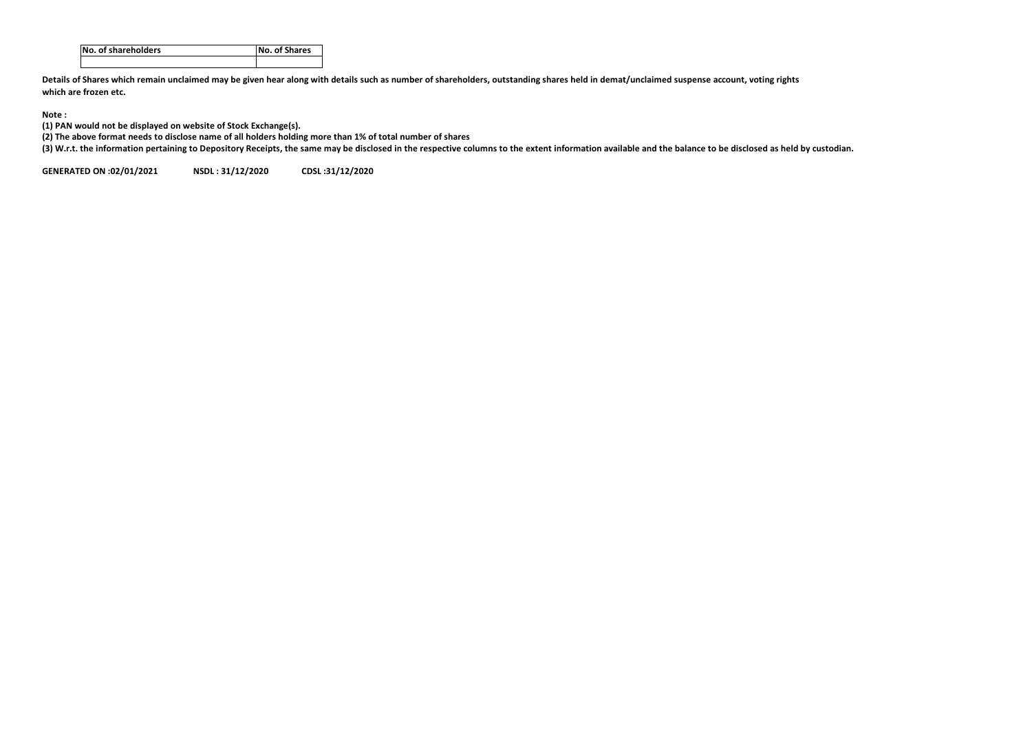| No. of shareholders | No. of Shares |
|---|---|
| | |

**Details of Shares which remain unclaimed may be given hear along with details such as number of shareholders, outstanding shares held in demat/unclaimed suspense account, voting rights which are frozen etc.**

**Note :**

**(1) PAN would not be displayed on website of Stock Exchange(s).**

**(2) The above format needs to disclose name of all holders holding more than 1% of total number of shares**

**(3) W.r.t. the information pertaining to Depository Receipts, the same may be disclosed in the respective columns to the extent information available and the balance to be disclosed as held by custodian.**

**GENERATED ON :02/01/2021 NSDL : 31/12/2020 CDSL :31/12/2020**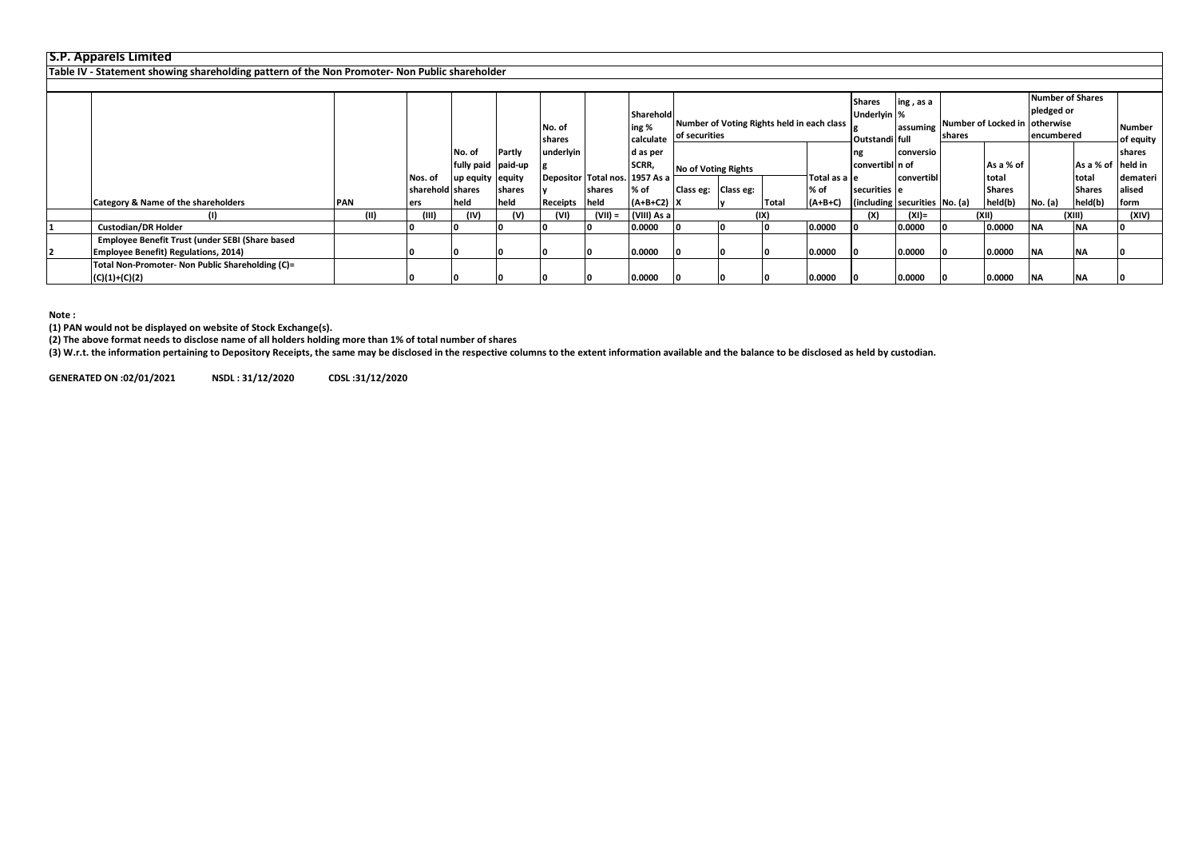**S.P. Apparels Limited**

**Table IV - Statement showing shareholding pattern of the Non Promoter- Non Public shareholder**

| | Category & Name of the shareholders | PAN | Nos. of shareholders | No. of fully paid up equity shares held | Partly paid-up equity shares held | No. of shares underlying Depository Receipts | Total nos. shares held | Shareholding % calculated as per SCRR, 1957 As a % of (A+B+C2) | Number of Voting Rights held in each class of securities | | | | Shares Underlying Outstanding convertible securities (including | Shareholding , as a % assuming full conversion of convertible securities | Number of Locked in shares | | Number of Shares pledged or otherwise encumbered | | Number of equity shares held in dematerialised form |
|---|---|---|---|---|---|---|---|---|---|---|---|---|---|---|---|---|---|---|---|
| | | | | | | | | | No of Voting Rights | | | Total as a % of (A+B+C) | | | No. (a) | As a % of total Shares held(b) | No. (a) | As a % of total Shares held(b) | |
| | | | | | | | | | Class eg: X | Class eg: y | Total | | | | | | | | |
| | (I) | (II) | (III) | (IV) | (V) | (VI) | (VII) = | (VIII) As a | (IX) | | | | (X) | (XI)= | (XII) | | (XIII) | | (XIV) |
| 1 | Custodian/DR Holder | | 0 | 0 | 0 | 0 | 0 | 0.0000 | 0 | 0 | 0 | 0.0000 | 0 | 0.0000 | 0 | 0.0000 | NA | NA | 0 |
| 2 | Employee Benefit Trust (under SEBI (Share based Employee Benefit) Regulations, 2014) | | 0 | 0 | 0 | 0 | 0 | 0.0000 | 0 | 0 | 0 | 0.0000 | 0 | 0.0000 | 0 | 0.0000 | NA | NA | 0 |
| | Total Non-Promoter- Non Public Shareholding (C)= (C)(1)+(C)(2) | | 0 | 0 | 0 | 0 | 0 | 0.0000 | 0 | 0 | 0 | 0.0000 | 0 | 0.0000 | 0 | 0.0000 | NA | NA | 0 |

**Note :**

**(1) PAN would not be displayed on website of Stock Exchange(s).**

**(2) The above format needs to disclose name of all holders holding more than 1% of total number of shares**

**(3) W.r.t. the information pertaining to Depository Receipts, the same may be disclosed in the respective columns to the extent information available and the balance to be disclosed as held by custodian.**

**GENERATED ON :02/01/2021 NSDL : 31/12/2020 CDSL :31/12/2020**